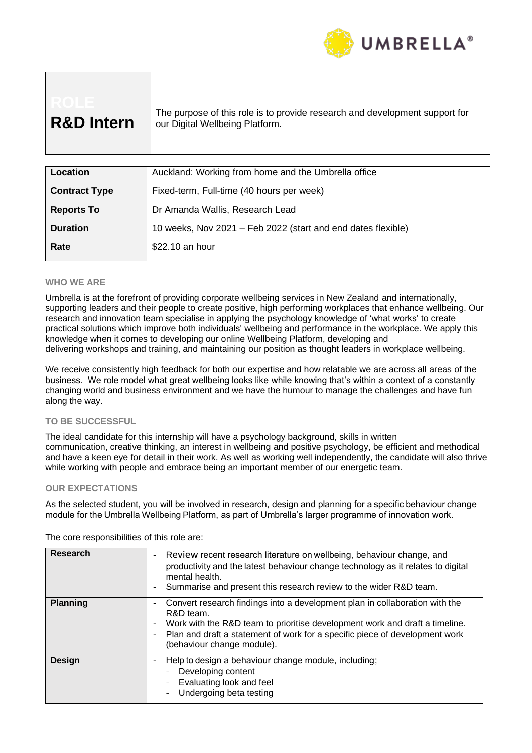UMBRELLA®

| ROLE **R&D Intern** | The purpose of this role is to provide research and development support for our Digital Wellbeing Platform. |
|---|---|

| | |
|---|---|
| **Location** | Auckland: Working from home and the Umbrella office |
| **Contract Type** | Fixed-term, Full-time (40 hours per week) |
| **Reports To** | Dr Amanda Wallis, Research Lead |
| **Duration** | 10 weeks, Nov 2021 – Feb 2022 (start and end dates flexible) |
| **Rate** | $22.10 an hour |

### WHO WE ARE

Umbrella is at the forefront of providing corporate wellbeing services in New Zealand and internationally, supporting leaders and their people to create positive, high performing workplaces that enhance wellbeing. Our research and innovation team specialise in applying the psychology knowledge of 'what works' to create practical solutions which improve both individuals' wellbeing and performance in the workplace. We apply this knowledge when it comes to developing our online Wellbeing Platform, developing and delivering workshops and training, and maintaining our position as thought leaders in workplace wellbeing.

We receive consistently high feedback for both our expertise and how relatable we are across all areas of the business. We role model what great wellbeing looks like while knowing that's within a context of a constantly changing world and business environment and we have the humour to manage the challenges and have fun along the way.

### TO BE SUCCESSFUL

The ideal candidate for this internship will have a psychology background, skills in written communication, creative thinking, an interest in wellbeing and positive psychology, be efficient and methodical and have a keen eye for detail in their work. As well as working well independently, the candidate will also thrive while working with people and embrace being an important member of our energetic team.

### OUR EXPECTATIONS

As the selected student, you will be involved in research, design and planning for a specific behaviour change module for the Umbrella Wellbeing Platform, as part of Umbrella's larger programme of innovation work.

The core responsibilities of this role are:

| | |
|---|---|
| **Research** | - Review recent research literature on wellbeing, behaviour change, and productivity and the latest behaviour change technology as it relates to digital mental health.<br>- Summarise and present this research review to the wider R&D team. |
| **Planning** | - Convert research findings into a development plan in collaboration with the R&D team.<br>- Work with the R&D team to prioritise development work and draft a timeline.<br>- Plan and draft a statement of work for a specific piece of development work (behaviour change module). |
| **Design** | - Help to design a behaviour change module, including;<br>&nbsp;&nbsp;- Developing content<br>&nbsp;&nbsp;- Evaluating look and feel<br>&nbsp;&nbsp;- Undergoing beta testing |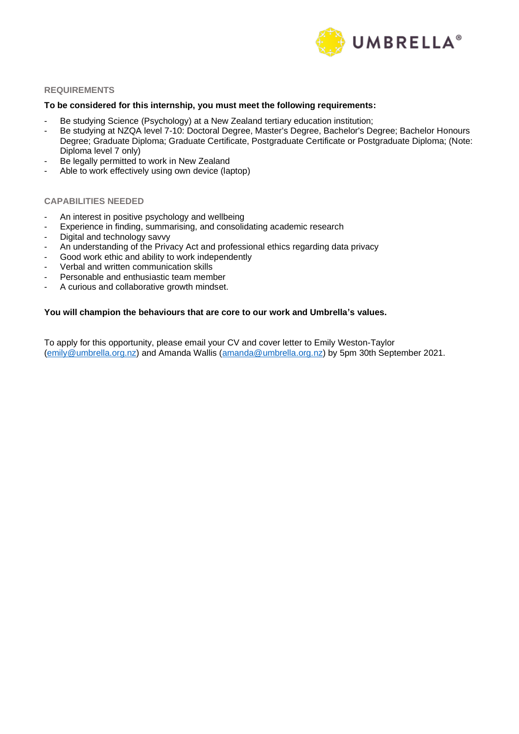## REQUIREMENTS

**To be considered for this internship, you must meet the following requirements:**

- Be studying Science (Psychology) at a New Zealand tertiary education institution;
- Be studying at NZQA level 7-10: Doctoral Degree, Master's Degree, Bachelor's Degree; Bachelor Honours Degree; Graduate Diploma; Graduate Certificate, Postgraduate Certificate or Postgraduate Diploma; (Note: Diploma level 7 only)
- Be legally permitted to work in New Zealand
- Able to work effectively using own device (laptop)

## CAPABILITIES NEEDED

- An interest in positive psychology and wellbeing
- Experience in finding, summarising, and consolidating academic research
- Digital and technology savvy
- An understanding of the Privacy Act and professional ethics regarding data privacy
- Good work ethic and ability to work independently
- Verbal and written communication skills
- Personable and enthusiastic team member
- A curious and collaborative growth mindset.

**You will champion the behaviours that are core to our work and Umbrella's values.**

To apply for this opportunity, please email your CV and cover letter to Emily Weston-Taylor (emily@umbrella.org.nz) and Amanda Wallis (amanda@umbrella.org.nz) by 5pm 30th September 2021.